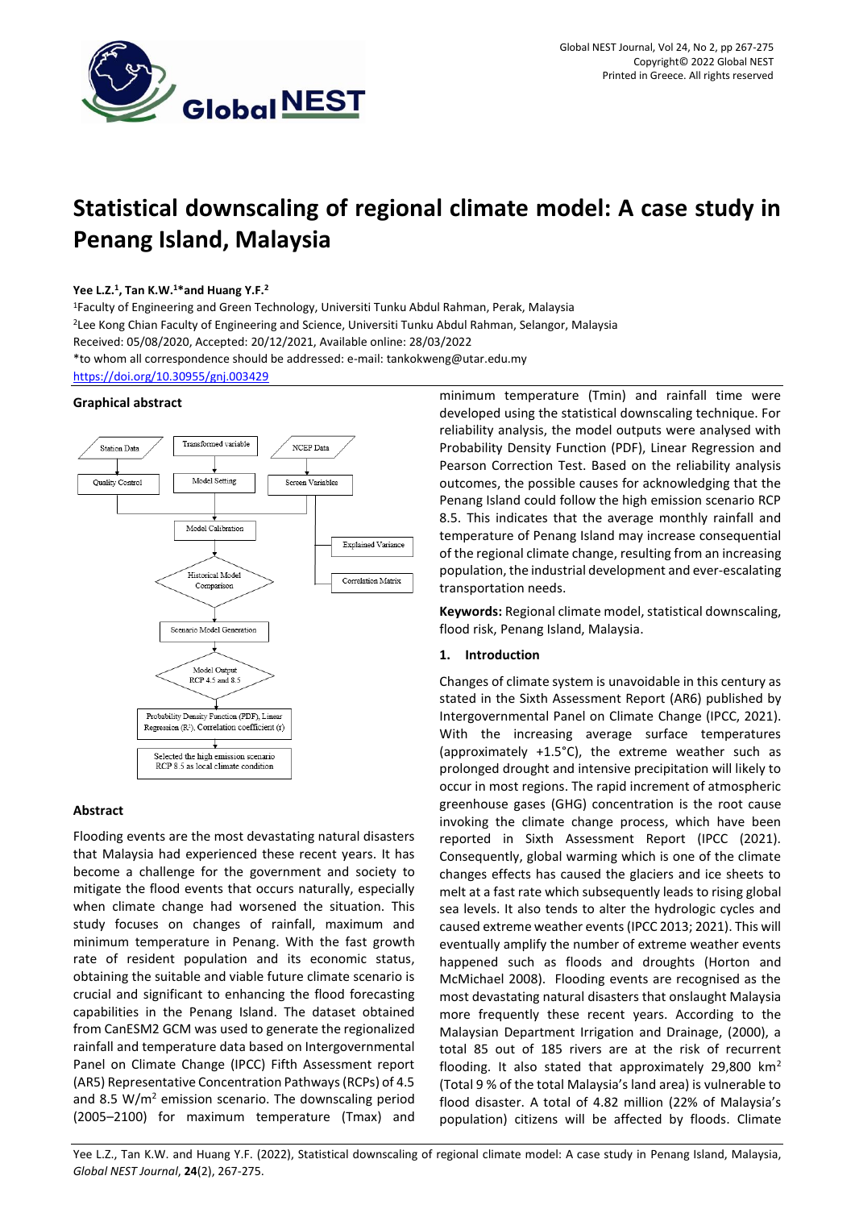# Statistical downscaling of regional climate model: A case study in Penang Island, Malaysia

**Yee L.Z.[1], Tan K.W.[1]\*and Huang Y.F.[2]**

[1]Faculty of Engineering and Green Technology, Universiti Tunku Abdul Rahman, Perak, Malaysia

[2]Lee Kong Chian Faculty of Engineering and Science, Universiti Tunku Abdul Rahman, Selangor, Malaysia

Received: 05/08/2020, Accepted: 20/12/2021, Available online: 28/03/2022

\*to whom all correspondence should be addressed: e-mail: tankokweng@utar.edu.my

https://doi.org/10.30955/gnj.003429

## Graphical abstract

## Abstract

Flooding events are the most devastating natural disasters that Malaysia had experienced these recent years. It has become a challenge for the government and society to mitigate the flood events that occurs naturally, especially when climate change had worsened the situation. This study focuses on changes of rainfall, maximum and minimum temperature in Penang. With the fast growth rate of resident population and its economic status, obtaining the suitable and viable future climate scenario is crucial and significant to enhancing the flood forecasting capabilities in the Penang Island. The dataset obtained from CanESM2 GCM was used to generate the regionalized rainfall and temperature data based on Intergovernmental Panel on Climate Change (IPCC) Fifth Assessment report (AR5) Representative Concentration Pathways (RCPs) of 4.5 and 8.5 W/m$^2$ emission scenario. The downscaling period (2005–2100) for maximum temperature (Tmax) and minimum temperature (Tmin) and rainfall time were developed using the statistical downscaling technique. For reliability analysis, the model outputs were analysed with Probability Density Function (PDF), Linear Regression and Pearson Correction Test. Based on the reliability analysis outcomes, the possible causes for acknowledging that the Penang Island could follow the high emission scenario RCP 8.5. This indicates that the average monthly rainfall and temperature of Penang Island may increase consequential of the regional climate change, resulting from an increasing population, the industrial development and ever-escalating transportation needs.

**Keywords:** Regional climate model, statistical downscaling, flood risk, Penang Island, Malaysia.

## 1. Introduction

Changes of climate system is unavoidable in this century as stated in the Sixth Assessment Report (AR6) published by Intergovernmental Panel on Climate Change (IPCC, 2021). With the increasing average surface temperatures (approximately +1.5°C), the extreme weather such as prolonged drought and intensive precipitation will likely to occur in most regions. The rapid increment of atmospheric greenhouse gases (GHG) concentration is the root cause invoking the climate change process, which have been reported in Sixth Assessment Report (IPCC (2021). Consequently, global warming which is one of the climate changes effects has caused the glaciers and ice sheets to melt at a fast rate which subsequently leads to rising global sea levels. It also tends to alter the hydrologic cycles and caused extreme weather events (IPCC 2013; 2021). This will eventually amplify the number of extreme weather events happened such as floods and droughts (Horton and McMichael 2008). Flooding events are recognised as the most devastating natural disasters that onslaught Malaysia more frequently these recent years. According to the Malaysian Department Irrigation and Drainage, (2000), a total 85 out of 185 rivers are at the risk of recurrent flooding. It also stated that approximately 29,800 km$^2$ (Total 9 % of the total Malaysia's land area) is vulnerable to flood disaster. A total of 4.82 million (22% of Malaysia's population) citizens will be affected by floods. Climate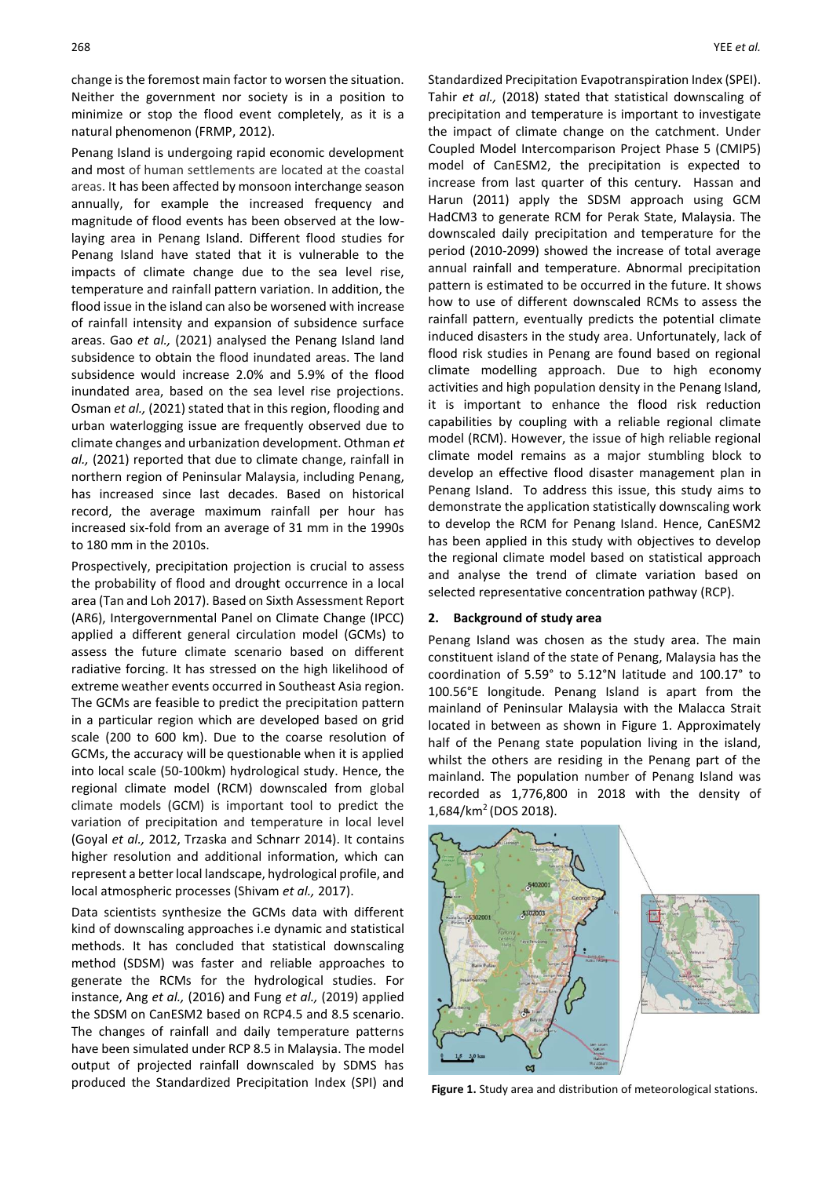change is the foremost main factor to worsen the situation. Neither the government nor society is in a position to minimize or stop the flood event completely, as it is a natural phenomenon (FRMP, 2012).

Penang Island is undergoing rapid economic development and most of human settlements are located at the coastal areas. It has been affected by monsoon interchange season annually, for example the increased frequency and magnitude of flood events has been observed at the low-laying area in Penang Island. Different flood studies for Penang Island have stated that it is vulnerable to the impacts of climate change due to the sea level rise, temperature and rainfall pattern variation. In addition, the flood issue in the island can also be worsened with increase of rainfall intensity and expansion of subsidence surface areas. Gao *et al.,* (2021) analysed the Penang Island land subsidence to obtain the flood inundated areas. The land subsidence would increase 2.0% and 5.9% of the flood inundated area, based on the sea level rise projections. Osman *et al.,* (2021) stated that in this region, flooding and urban waterlogging issue are frequently observed due to climate changes and urbanization development. Othman *et al.,* (2021) reported that due to climate change, rainfall in northern region of Peninsular Malaysia, including Penang, has increased since last decades. Based on historical record, the average maximum rainfall per hour has increased six-fold from an average of 31 mm in the 1990s to 180 mm in the 2010s.

Prospectively, precipitation projection is crucial to assess the probability of flood and drought occurrence in a local area (Tan and Loh 2017). Based on Sixth Assessment Report (AR6), Intergovernmental Panel on Climate Change (IPCC) applied a different general circulation model (GCMs) to assess the future climate scenario based on different radiative forcing. It has stressed on the high likelihood of extreme weather events occurred in Southeast Asia region. The GCMs are feasible to predict the precipitation pattern in a particular region which are developed based on grid scale (200 to 600 km). Due to the coarse resolution of GCMs, the accuracy will be questionable when it is applied into local scale (50-100km) hydrological study. Hence, the regional climate model (RCM) downscaled from global climate models (GCM) is important tool to predict the variation of precipitation and temperature in local level (Goyal *et al.,* 2012, Trzaska and Schnarr 2014). It contains higher resolution and additional information, which can represent a better local landscape, hydrological profile, and local atmospheric processes (Shivam *et al.,* 2017).

Data scientists synthesize the GCMs data with different kind of downscaling approaches i.e dynamic and statistical methods. It has concluded that statistical downscaling method (SDSM) was faster and reliable approaches to generate the RCMs for the hydrological studies. For instance, Ang *et al.,* (2016) and Fung *et al.,* (2019) applied the SDSM on CanESM2 based on RCP4.5 and 8.5 scenario. The changes of rainfall and daily temperature patterns have been simulated under RCP 8.5 in Malaysia. The model output of projected rainfall downscaled by SDMS has produced the Standardized Precipitation Index (SPI) and Standardized Precipitation Evapotranspiration Index (SPEI). Tahir *et al.,* (2018) stated that statistical downscaling of precipitation and temperature is important to investigate the impact of climate change on the catchment. Under Coupled Model Intercomparison Project Phase 5 (CMIP5) model of CanESM2, the precipitation is expected to increase from last quarter of this century. Hassan and Harun (2011) apply the SDSM approach using GCM HadCM3 to generate RCM for Perak State, Malaysia. The downscaled daily precipitation and temperature for the period (2010-2099) showed the increase of total average annual rainfall and temperature. Abnormal precipitation pattern is estimated to be occurred in the future. It shows how to use of different downscaled RCMs to assess the rainfall pattern, eventually predicts the potential climate induced disasters in the study area. Unfortunately, lack of flood risk studies in Penang are found based on regional climate modelling approach. Due to high economy activities and high population density in the Penang Island, it is important to enhance the flood risk reduction capabilities by coupling with a reliable regional climate model (RCM). However, the issue of high reliable regional climate model remains as a major stumbling block to develop an effective flood disaster management plan in Penang Island. To address this issue, this study aims to demonstrate the application statistically downscaling work to develop the RCM for Penang Island. Hence, CanESM2 has been applied in this study with objectives to develop the regional climate model based on statistical approach and analyse the trend of climate variation based on selected representative concentration pathway (RCP).

## 2. Background of study area

Penang Island was chosen as the study area. The main constituent island of the state of Penang, Malaysia has the coordination of 5.59° to 5.12°N latitude and 100.17° to 100.56°E longitude. Penang Island is apart from the mainland of Peninsular Malaysia with the Malacca Strait located in between as shown in Figure 1. Approximately half of the Penang state population living in the island, whilst the others are residing in the Penang part of the mainland. The population number of Penang Island was recorded as 1,776,800 in 2018 with the density of 1,684/km$^2$ (DOS 2018).

**Figure 1.** Study area and distribution of meteorological stations.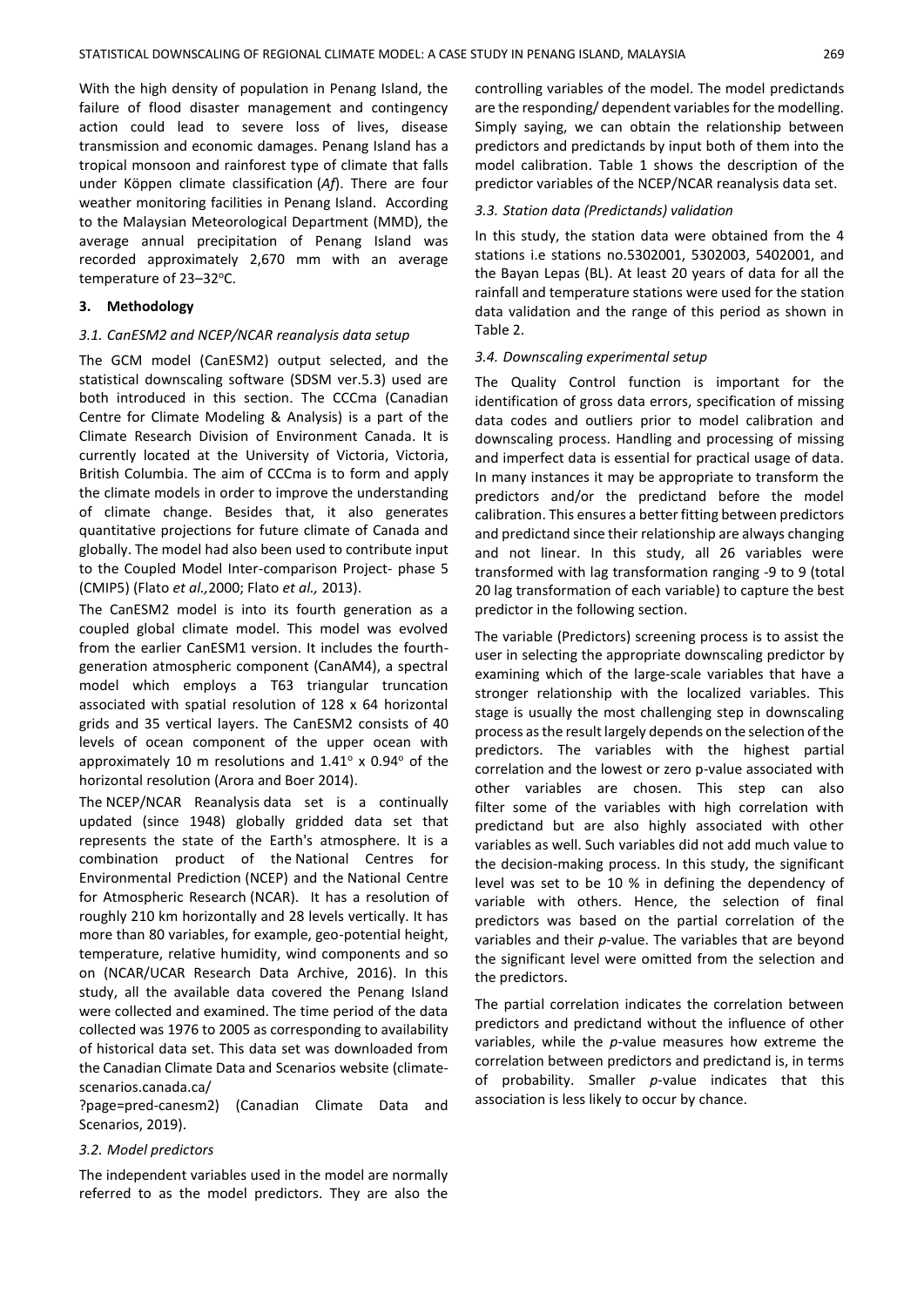With the high density of population in Penang Island, the failure of flood disaster management and contingency action could lead to severe loss of lives, disease transmission and economic damages. Penang Island has a tropical monsoon and rainforest type of climate that falls under Köppen climate classification (*Af*). There are four weather monitoring facilities in Penang Island. According to the Malaysian Meteorological Department (MMD), the average annual precipitation of Penang Island was recorded approximately 2,670 mm with an average temperature of 23–32°C.

## 3. Methodology

### *3.1. CanESM2 and NCEP/NCAR reanalysis data setup*

The GCM model (CanESM2) output selected, and the statistical downscaling software (SDSM ver.5.3) used are both introduced in this section. The CCCma (Canadian Centre for Climate Modeling & Analysis) is a part of the Climate Research Division of Environment Canada. It is currently located at the University of Victoria, Victoria, British Columbia. The aim of CCCma is to form and apply the climate models in order to improve the understanding of climate change. Besides that, it also generates quantitative projections for future climate of Canada and globally. The model had also been used to contribute input to the Coupled Model Inter-comparison Project- phase 5 (CMIP5) (Flato *et al.,*2000; Flato *et al.,* 2013).

The CanESM2 model is into its fourth generation as a coupled global climate model. This model was evolved from the earlier CanESM1 version. It includes the fourth-generation atmospheric component (CanAM4), a spectral model which employs a T63 triangular truncation associated with spatial resolution of 128 x 64 horizontal grids and 35 vertical layers. The CanESM2 consists of 40 levels of ocean component of the upper ocean with approximately 10 m resolutions and 1.41° x 0.94° of the horizontal resolution (Arora and Boer 2014).

The NCEP/NCAR Reanalysis data set is a continually updated (since 1948) globally gridded data set that represents the state of the Earth's atmosphere. It is a combination product of the National Centres for Environmental Prediction (NCEP) and the National Centre for Atmospheric Research (NCAR). It has a resolution of roughly 210 km horizontally and 28 levels vertically. It has more than 80 variables, for example, geo-potential height, temperature, relative humidity, wind components and so on (NCAR/UCAR Research Data Archive, 2016). In this study, all the available data covered the Penang Island were collected and examined. The time period of the data collected was 1976 to 2005 as corresponding to availability of historical data set. This data set was downloaded from the Canadian Climate Data and Scenarios website (climate-scenarios.canada.ca/?page=pred-canesm2) (Canadian Climate Data and Scenarios, 2019).

### *3.2. Model predictors*

The independent variables used in the model are normally referred to as the model predictors. They are also the controlling variables of the model. The model predictands are the responding/ dependent variables for the modelling. Simply saying, we can obtain the relationship between predictors and predictands by input both of them into the model calibration. Table 1 shows the description of the predictor variables of the NCEP/NCAR reanalysis data set.

### *3.3. Station data (Predictands) validation*

In this study, the station data were obtained from the 4 stations i.e stations no.5302001, 5302003, 5402001, and the Bayan Lepas (BL). At least 20 years of data for all the rainfall and temperature stations were used for the station data validation and the range of this period as shown in Table 2.

### *3.4. Downscaling experimental setup*

The Quality Control function is important for the identification of gross data errors, specification of missing data codes and outliers prior to model calibration and downscaling process. Handling and processing of missing and imperfect data is essential for practical usage of data. In many instances it may be appropriate to transform the predictors and/or the predictand before the model calibration. This ensures a better fitting between predictors and predictand since their relationship are always changing and not linear. In this study, all 26 variables were transformed with lag transformation ranging -9 to 9 (total 20 lag transformation of each variable) to capture the best predictor in the following section.

The variable (Predictors) screening process is to assist the user in selecting the appropriate downscaling predictor by examining which of the large-scale variables that have a stronger relationship with the localized variables. This stage is usually the most challenging step in downscaling process as the result largely depends on the selection of the predictors. The variables with the highest partial correlation and the lowest or zero p-value associated with other variables are chosen. This step can also filter some of the variables with high correlation with predictand but are also highly associated with other variables as well. Such variables did not add much value to the decision-making process. In this study, the significant level was set to be 10 % in defining the dependency of variable with others. Hence, the selection of final predictors was based on the partial correlation of the variables and their *p*-value. The variables that are beyond the significant level were omitted from the selection and the predictors.

The partial correlation indicates the correlation between predictors and predictand without the influence of other variables, while the *p*-value measures how extreme the correlation between predictors and predictand is, in terms of probability. Smaller *p*-value indicates that this association is less likely to occur by chance.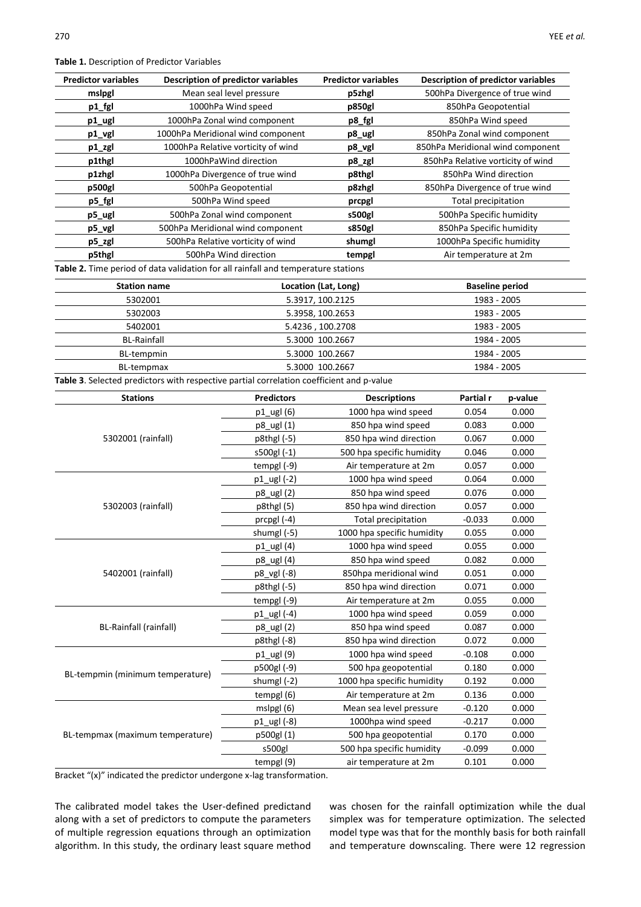**Table 1.** Description of Predictor Variables

| Predictor variables | Description of predictor variables | Predictor variables | Description of predictor variables |
|---|---|---|---|
| **mslpgl** | Mean seal level pressure | **p5zhgl** | 500hPa Divergence of true wind |
| **p1_fgl** | 1000hPa Wind speed | **p850gl** | 850hPa Geopotential |
| **p1_ugl** | 1000hPa Zonal wind component | **p8_fgl** | 850hPa Wind speed |
| **p1_vgl** | 1000hPa Meridional wind component | **p8_ugl** | 850hPa Zonal wind component |
| **p1_zgl** | 1000hPa Relative vorticity of wind | **p8_vgl** | 850hPa Meridional wind component |
| **p1thgl** | 1000hPaWind direction | **p8_zgl** | 850hPa Relative vorticity of wind |
| **p1zhgl** | 1000hPa Divergence of true wind | **p8thgl** | 850hPa Wind direction |
| **p500gl** | 500hPa Geopotential | **p8zhgl** | 850hPa Divergence of true wind |
| **p5_fgl** | 500hPa Wind speed | **prcpgl** | Total precipitation |
| **p5_ugl** | 500hPa Zonal wind component | **s500gl** | 500hPa Specific humidity |
| **p5_vgl** | 500hPa Meridional wind component | **s850gl** | 850hPa Specific humidity |
| **p5_zgl** | 500hPa Relative vorticity of wind | **shumgl** | 1000hPa Specific humidity |
| **p5thgl** | 500hPa Wind direction | **tempgl** | Air temperature at 2m |

**Table 2.** Time period of data validation for all rainfall and temperature stations

| Station name | Location (Lat, Long) | Baseline period |
|---|---|---|
| 5302001 | 5.3917, 100.2125 | 1983 - 2005 |
| 5302003 | 5.3958, 100.2653 | 1983 - 2005 |
| 5402001 | 5.4236 , 100.2708 | 1983 - 2005 |
| BL-Rainfall | 5.3000 100.2667 | 1984 - 2005 |
| BL-tempmin | 5.3000 100.2667 | 1984 - 2005 |
| BL-tempmax | 5.3000 100.2667 | 1984 - 2005 |

**Table 3**. Selected predictors with respective partial correlation coefficient and p-value

| Stations | Predictors | Descriptions | Partial r | p-value |
|---|---|---|---|---|
| 5302001 (rainfall) | p1_ugl (6) | 1000 hpa wind speed | 0.054 | 0.000 |
| | p8_ugl (1) | 850 hpa wind speed | 0.083 | 0.000 |
| | p8thgl (-5) | 850 hpa wind direction | 0.067 | 0.000 |
| | s500gl (-1) | 500 hpa specific humidity | 0.046 | 0.000 |
| | tempgl (-9) | Air temperature at 2m | 0.057 | 0.000 |
| 5302003 (rainfall) | p1_ugl (-2) | 1000 hpa wind speed | 0.064 | 0.000 |
| | p8_ugl (2) | 850 hpa wind speed | 0.076 | 0.000 |
| | p8thgl (5) | 850 hpa wind direction | 0.057 | 0.000 |
| | prcpgl (-4) | Total precipitation | -0.033 | 0.000 |
| | shumgl (-5) | 1000 hpa specific humidity | 0.055 | 0.000 |
| 5402001 (rainfall) | p1_ugl (4) | 1000 hpa wind speed | 0.055 | 0.000 |
| | p8_ugl (4) | 850 hpa wind speed | 0.082 | 0.000 |
| | p8_vgl (-8) | 850hpa meridional wind | 0.051 | 0.000 |
| | p8thgl (-5) | 850 hpa wind direction | 0.071 | 0.000 |
| | tempgl (-9) | Air temperature at 2m | 0.055 | 0.000 |
| BL-Rainfall (rainfall) | p1_ugl (-4) | 1000 hpa wind speed | 0.059 | 0.000 |
| | p8_ugl (2) | 850 hpa wind speed | 0.087 | 0.000 |
| | p8thgl (-8) | 850 hpa wind direction | 0.072 | 0.000 |
| BL-tempmin (minimum temperature) | p1_ugl (9) | 1000 hpa wind speed | -0.108 | 0.000 |
| | p500gl (-9) | 500 hpa geopotential | 0.180 | 0.000 |
| | shumgl (-2) | 1000 hpa specific humidity | 0.192 | 0.000 |
| | tempgl (6) | Air temperature at 2m | 0.136 | 0.000 |
| BL-tempmax (maximum temperature) | mslpgl (6) | Mean sea level pressure | -0.120 | 0.000 |
| | p1_ugl (-8) | 1000hpa wind speed | -0.217 | 0.000 |
| | p500gl (1) | 500 hpa geopotential | 0.170 | 0.000 |
| | s500gl | 500 hpa specific humidity | -0.099 | 0.000 |
| | tempgl (9) | air temperature at 2m | 0.101 | 0.000 |

Bracket "(x)" indicated the predictor undergone x-lag transformation.

The calibrated model takes the User-defined predictand along with a set of predictors to compute the parameters of multiple regression equations through an optimization algorithm. In this study, the ordinary least square method was chosen for the rainfall optimization while the dual simplex was for temperature optimization. The selected model type was that for the monthly basis for both rainfall and temperature downscaling. There were 12 regression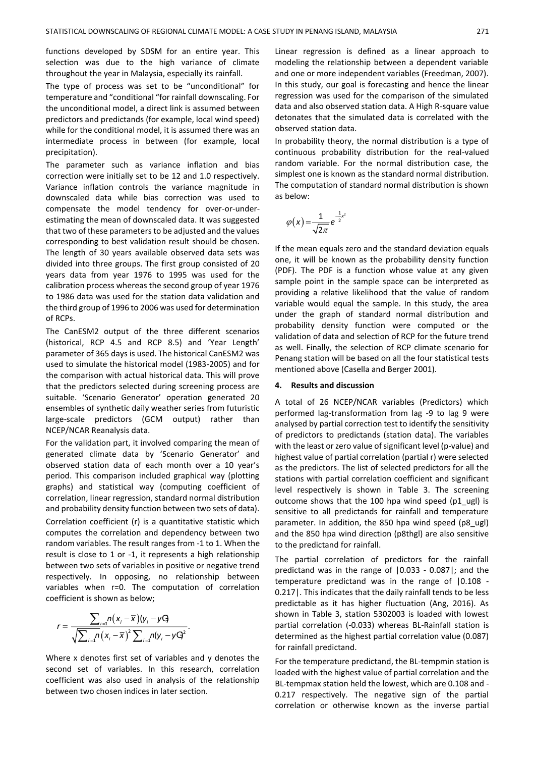functions developed by SDSM for an entire year. This selection was due to the high variance of climate throughout the year in Malaysia, especially its rainfall.

The type of process was set to be "unconditional" for temperature and "conditional "for rainfall downscaling. For the unconditional model, a direct link is assumed between predictors and predictands (for example, local wind speed) while for the conditional model, it is assumed there was an intermediate process in between (for example, local precipitation).

The parameter such as variance inflation and bias correction were initially set to be 12 and 1.0 respectively. Variance inflation controls the variance magnitude in downscaled data while bias correction was used to compensate the model tendency for over-or-under-estimating the mean of downscaled data. It was suggested that two of these parameters to be adjusted and the values corresponding to best validation result should be chosen. The length of 30 years available observed data sets was divided into three groups. The first group consisted of 20 years data from year 1976 to 1995 was used for the calibration process whereas the second group of year 1976 to 1986 data was used for the station data validation and the third group of 1996 to 2006 was used for determination of RCPs.

The CanESM2 output of the three different scenarios (historical, RCP 4.5 and RCP 8.5) and 'Year Length' parameter of 365 days is used. The historical CanESM2 was used to simulate the historical model (1983-2005) and for the comparison with actual historical data. This will prove that the predictors selected during screening process are suitable. 'Scenario Generator' operation generated 20 ensembles of synthetic daily weather series from futuristic large-scale predictors (GCM output) rather than NCEP/NCAR Reanalysis data.

For the validation part, it involved comparing the mean of generated climate data by 'Scenario Generator' and observed station data of each month over a 10 year's period. This comparison included graphical way (plotting graphs) and statistical way (computing coefficient of correlation, linear regression, standard normal distribution and probability density function between two sets of data).

Correlation coefficient (r) is a quantitative statistic which computes the correlation and dependency between two random variables. The result ranges from -1 to 1. When the result is close to 1 or -1, it represents a high relationship between two sets of variables in positive or negative trend respectively. In opposing, no relationship between variables when r=0. The computation of correlation coefficient is shown as below;

$$r = \frac{\sum_{i=1}^{n}(x_i - \bar{x})(y_i - \bar{y})}{\sqrt{\sum_{i=1}^{n}(x_i - \bar{x})^2 \sum_{i=1}^{n}(y_i - \bar{y})^2}}.$$

Where x denotes first set of variables and y denotes the second set of variables. In this research, correlation coefficient was also used in analysis of the relationship between two chosen indices in later section.

Linear regression is defined as a linear approach to modeling the relationship between a dependent variable and one or more independent variables (Freedman, 2007). In this study, our goal is forecasting and hence the linear regression was used for the comparison of the simulated data and also observed station data. A High R-square value detonates that the simulated data is correlated with the observed station data.

In probability theory, the normal distribution is a type of continuous probability distribution for the real-valued random variable. For the normal distribution case, the simplest one is known as the standard normal distribution. The computation of standard normal distribution is shown as below:

$$\varphi(x) = \frac{1}{\sqrt{2\pi}} e^{-\frac{1}{2}x^2}$$

If the mean equals zero and the standard deviation equals one, it will be known as the probability density function (PDF). The PDF is a function whose value at any given sample point in the sample space can be interpreted as providing a relative likelihood that the value of random variable would equal the sample. In this study, the area under the graph of standard normal distribution and probability density function were computed or the validation of data and selection of RCP for the future trend as well. Finally, the selection of RCP climate scenario for Penang station will be based on all the four statistical tests mentioned above (Casella and Berger 2001).

## 4. Results and discussion

A total of 26 NCEP/NCAR variables (Predictors) which performed lag-transformation from lag -9 to lag 9 were analysed by partial correction test to identify the sensitivity of predictors to predictands (station data). The variables with the least or zero value of significant level (p-value) and highest value of partial correlation (partial r) were selected as the predictors. The list of selected predictors for all the stations with partial correlation coefficient and significant level respectively is shown in Table 3. The screening outcome shows that the 100 hpa wind speed (p1_ugl) is sensitive to all predictands for rainfall and temperature parameter. In addition, the 850 hpa wind speed (p8_ugl) and the 850 hpa wind direction (p8thgl) are also sensitive to the predictand for rainfall.

The partial correlation of predictors for the rainfall predictand was in the range of |0.033 - 0.087|; and the temperature predictand was in the range of |0.108 - 0.217|. This indicates that the daily rainfall tends to be less predictable as it has higher fluctuation (Ang, 2016). As shown in Table 3, station 5302003 is loaded with lowest partial correlation (-0.033) whereas BL-Rainfall station is determined as the highest partial correlation value (0.087) for rainfall predictand.

For the temperature predictand, the BL-tempmin station is loaded with the highest value of partial correlation and the BL-tempmax station held the lowest, which are 0.108 and -0.217 respectively. The negative sign of the partial correlation or otherwise known as the inverse partial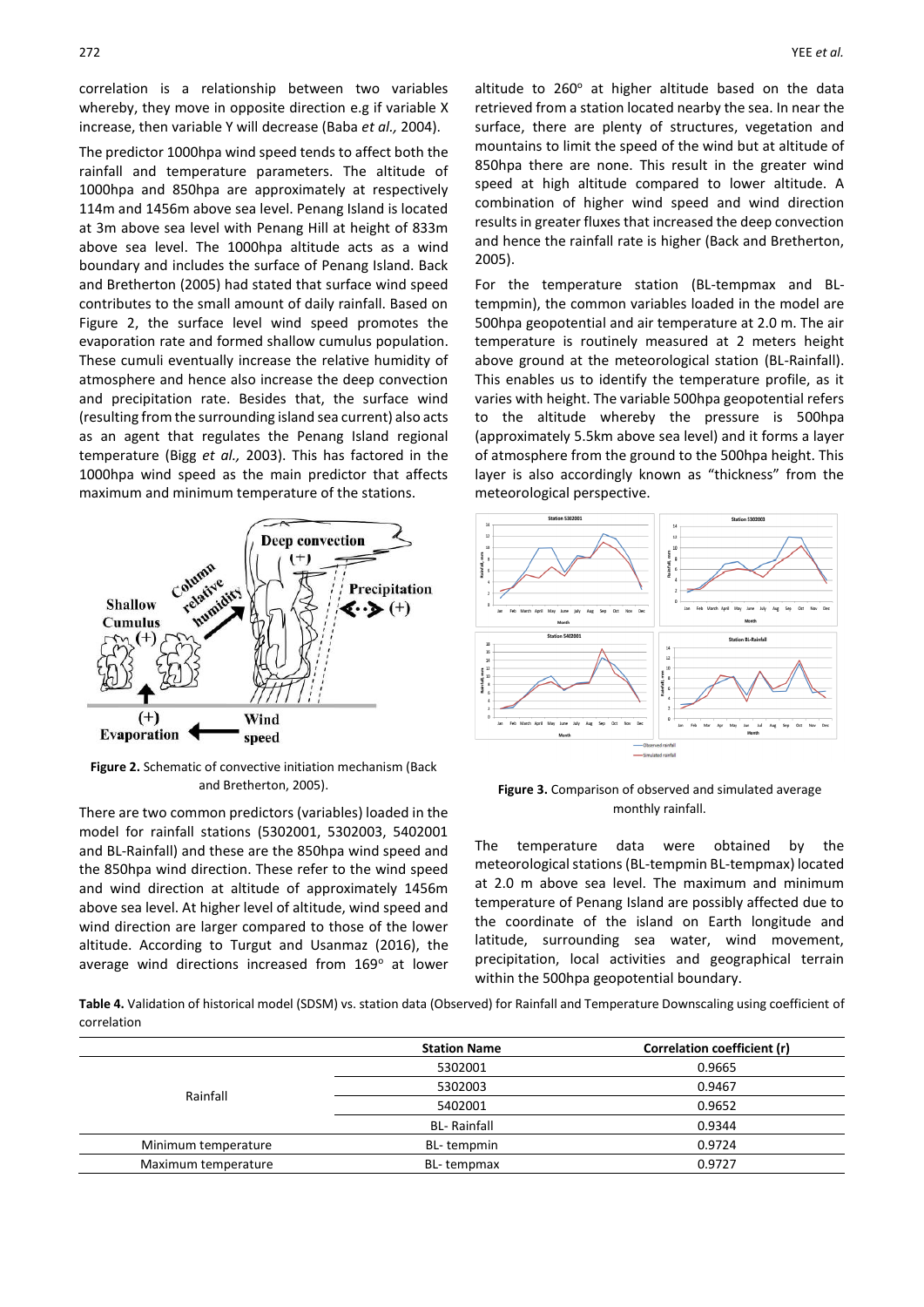correlation is a relationship between two variables whereby, they move in opposite direction e.g if variable X increase, then variable Y will decrease (Baba *et al.,* 2004).

The predictor 1000hpa wind speed tends to affect both the rainfall and temperature parameters. The altitude of 1000hpa and 850hpa are approximately at respectively 114m and 1456m above sea level. Penang Island is located at 3m above sea level with Penang Hill at height of 833m above sea level. The 1000hpa altitude acts as a wind boundary and includes the surface of Penang Island. Back and Bretherton (2005) had stated that surface wind speed contributes to the small amount of daily rainfall. Based on Figure 2, the surface level wind speed promotes the evaporation rate and formed shallow cumulus population. These cumuli eventually increase the relative humidity of atmosphere and hence also increase the deep convection and precipitation rate. Besides that, the surface wind (resulting from the surrounding island sea current) also acts as an agent that regulates the Penang Island regional temperature (Bigg *et al.,* 2003). This has factored in the 1000hpa wind speed as the main predictor that affects maximum and minimum temperature of the stations.

**Figure 2.** Schematic of convective initiation mechanism (Back and Bretherton, 2005).

There are two common predictors (variables) loaded in the model for rainfall stations (5302001, 5302003, 5402001 and BL-Rainfall) and these are the 850hpa wind speed and the 850hpa wind direction. These refer to the wind speed and wind direction at altitude of approximately 1456m above sea level. At higher level of altitude, wind speed and wind direction are larger compared to those of the lower altitude. According to Turgut and Usanmaz (2016), the average wind directions increased from 169° at lower altitude to 260° at higher altitude based on the data retrieved from a station located nearby the sea. In near the surface, there are plenty of structures, vegetation and mountains to limit the speed of the wind but at altitude of 850hpa there are none. This result in the greater wind speed at high altitude compared to lower altitude. A combination of higher wind speed and wind direction results in greater fluxes that increased the deep convection and hence the rainfall rate is higher (Back and Bretherton, 2005).

For the temperature station (BL-tempmax and BL-tempmin), the common variables loaded in the model are 500hpa geopotential and air temperature at 2.0 m. The air temperature is routinely measured at 2 meters height above ground at the meteorological station (BL-Rainfall). This enables us to identify the temperature profile, as it varies with height. The variable 500hpa geopotential refers to the altitude whereby the pressure is 500hpa (approximately 5.5km above sea level) and it forms a layer of atmosphere from the ground to the 500hpa height. This layer is also accordingly known as "thickness" from the meteorological perspective.

**Figure 3.** Comparison of observed and simulated average monthly rainfall.

The temperature data were obtained by the meteorological stations (BL-tempmin BL-tempmax) located at 2.0 m above sea level. The maximum and minimum temperature of Penang Island are possibly affected due to the coordinate of the island on Earth longitude and latitude, surrounding sea water, wind movement, precipitation, local activities and geographical terrain within the 500hpa geopotential boundary.

**Table 4.** Validation of historical model (SDSM) vs. station data (Observed) for Rainfall and Temperature Downscaling using coefficient of correlation

| | Station Name | Correlation coefficient (r) |
|---|---|---|
| Rainfall | 5302001 | 0.9665 |
| | 5302003 | 0.9467 |
| | 5402001 | 0.9652 |
| | BL- Rainfall | 0.9344 |
| Minimum temperature | BL- tempmin | 0.9724 |
| Maximum temperature | BL- tempmax | 0.9727 |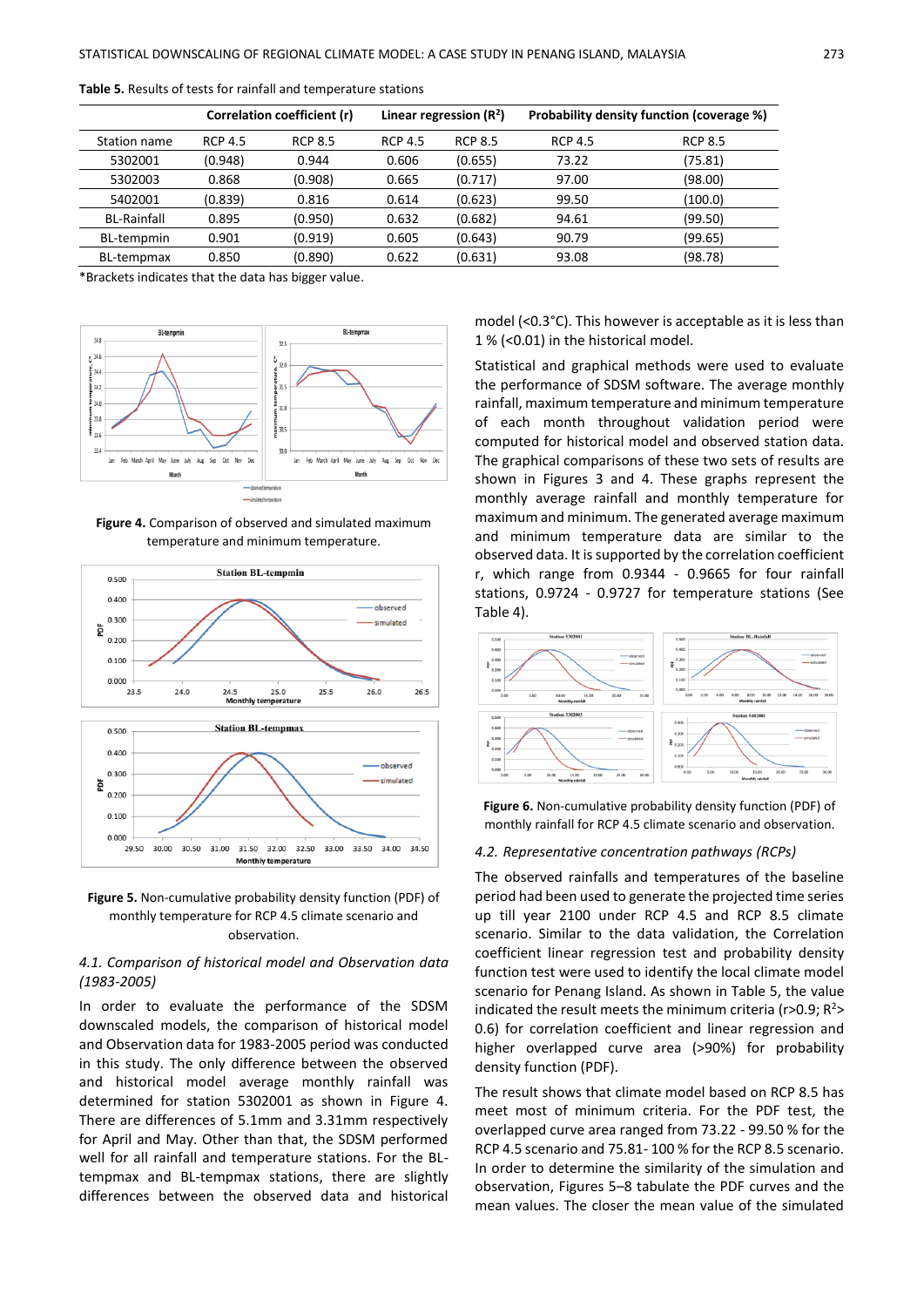**Table 5.** Results of tests for rainfall and temperature stations

| | Correlation coefficient (r) | | Linear regression ($R^2$) | | Probability density function (coverage %) | |
|---|---|---|---|---|---|---|
| Station name | RCP 4.5 | RCP 8.5 | RCP 4.5 | RCP 8.5 | RCP 4.5 | RCP 8.5 |
| 5302001 | (0.948) | 0.944 | 0.606 | (0.655) | 73.22 | (75.81) |
| 5302003 | 0.868 | (0.908) | 0.665 | (0.717) | 97.00 | (98.00) |
| 5402001 | (0.839) | 0.816 | 0.614 | (0.623) | 99.50 | (100.0) |
| BL-Rainfall | 0.895 | (0.950) | 0.632 | (0.682) | 94.61 | (99.50) |
| BL-tempmin | 0.901 | (0.919) | 0.605 | (0.643) | 90.79 | (99.65) |
| BL-tempmax | 0.850 | (0.890) | 0.622 | (0.631) | 93.08 | (98.78) |

*Brackets indicates that the data has bigger value.

**Figure 4.** Comparison of observed and simulated maximum temperature and minimum temperature.

**Figure 5.** Non-cumulative probability density function (PDF) of monthly temperature for RCP 4.5 climate scenario and observation.

### 4.1. Comparison of historical model and Observation data (1983-2005)

In order to evaluate the performance of the SDSM downscaled models, the comparison of historical model and Observation data for 1983-2005 period was conducted in this study. The only difference between the observed and historical model average monthly rainfall was determined for station 5302001 as shown in Figure 4. There are differences of 5.1mm and 3.31mm respectively for April and May. Other than that, the SDSM performed well for all rainfall and temperature stations. For the BL-tempmax and BL-tempmax stations, there are slightly differences between the observed data and historical model (<0.3°C). This however is acceptable as it is less than 1 % (<0.01) in the historical model.

Statistical and graphical methods were used to evaluate the performance of SDSM software. The average monthly rainfall, maximum temperature and minimum temperature of each month throughout validation period were computed for historical model and observed station data. The graphical comparisons of these two sets of results are shown in Figures 3 and 4. These graphs represent the monthly average rainfall and monthly temperature for maximum and minimum. The generated average maximum and minimum temperature data are similar to the observed data. It is supported by the correlation coefficient r, which range from 0.9344 - 0.9665 for four rainfall stations, 0.9724 - 0.9727 for temperature stations (See Table 4).

**Figure 6.** Non-cumulative probability density function (PDF) of monthly rainfall for RCP 4.5 climate scenario and observation.

### 4.2. Representative concentration pathways (RCPs)

The observed rainfalls and temperatures of the baseline period had been used to generate the projected time series up till year 2100 under RCP 4.5 and RCP 8.5 climate scenario. Similar to the data validation, the Correlation coefficient linear regression test and probability density function test were used to identify the local climate model scenario for Penang Island. As shown in Table 5, the value indicated the result meets the minimum criteria (r>0.9; $R^2$> 0.6) for correlation coefficient and linear regression and higher overlapped curve area (>90%) for probability density function (PDF).

The result shows that climate model based on RCP 8.5 has meet most of minimum criteria. For the PDF test, the overlapped curve area ranged from 73.22 - 99.50 % for the RCP 4.5 scenario and 75.81- 100 % for the RCP 8.5 scenario. In order to determine the similarity of the simulation and observation, Figures 5–8 tabulate the PDF curves and the mean values. The closer the mean value of the simulated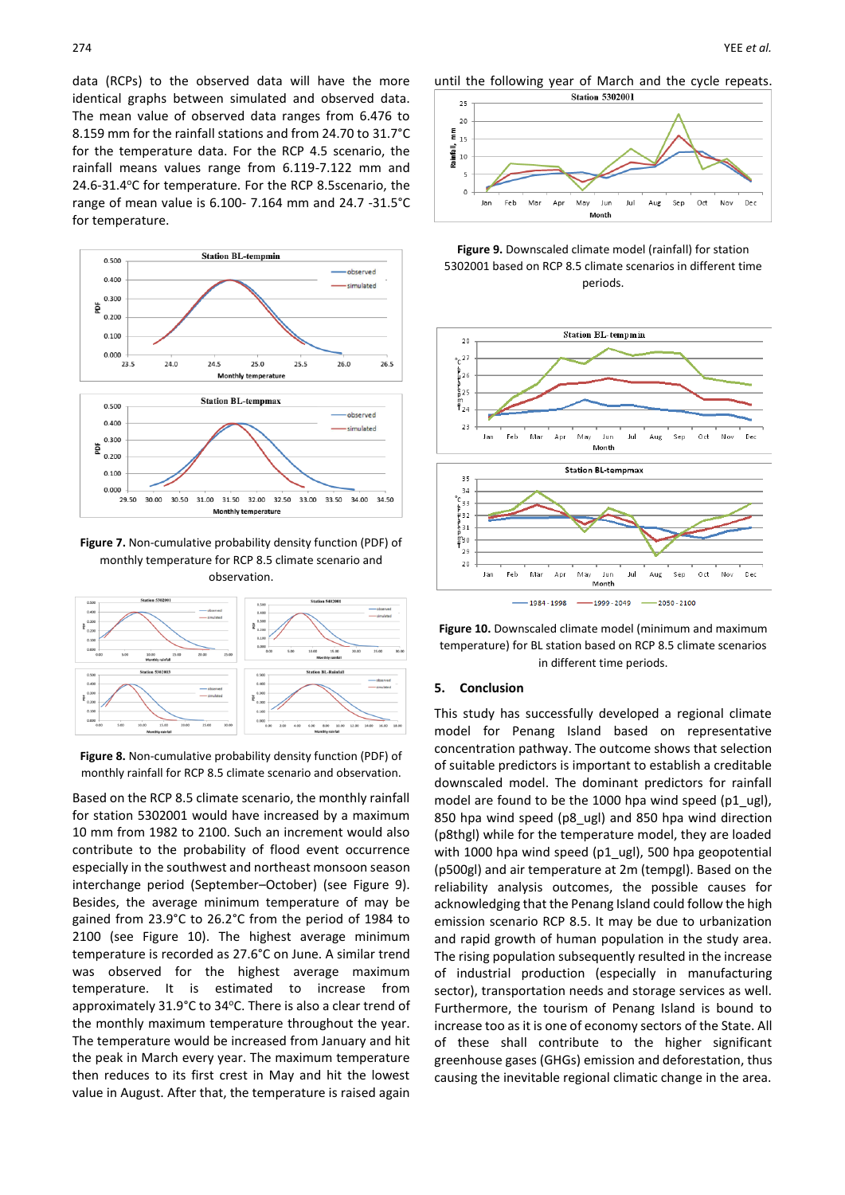data (RCPs) to the observed data will have the more identical graphs between simulated and observed data. The mean value of observed data ranges from 6.476 to 8.159 mm for the rainfall stations and from 24.70 to 31.7°C for the temperature data. For the RCP 4.5 scenario, the rainfall means values range from 6.119-7.122 mm and 24.6-31.4°C for temperature. For the RCP 8.5scenario, the range of mean value is 6.100- 7.164 mm and 24.7 -31.5°C for temperature.

**Figure 7.** Non-cumulative probability density function (PDF) of monthly temperature for RCP 8.5 climate scenario and observation.

**Figure 8.** Non-cumulative probability density function (PDF) of monthly rainfall for RCP 8.5 climate scenario and observation.

Based on the RCP 8.5 climate scenario, the monthly rainfall for station 5302001 would have increased by a maximum 10 mm from 1982 to 2100. Such an increment would also contribute to the probability of flood event occurrence especially in the southwest and northeast monsoon season interchange period (September–October) (see Figure 9). Besides, the average minimum temperature of may be gained from 23.9°C to 26.2°C from the period of 1984 to 2100 (see Figure 10). The highest average minimum temperature is recorded as 27.6°C on June. A similar trend was observed for the highest average maximum temperature. It is estimated to increase from approximately 31.9°C to 34°C. There is also a clear trend of the monthly maximum temperature throughout the year. The temperature would be increased from January and hit the peak in March every year. The maximum temperature then reduces to its first crest in May and hit the lowest value in August. After that, the temperature is raised again until the following year of March and the cycle repeats.

**Figure 9.** Downscaled climate model (rainfall) for station 5302001 based on RCP 8.5 climate scenarios in different time periods.

**Figure 10.** Downscaled climate model (minimum and maximum temperature) for BL station based on RCP 8.5 climate scenarios in different time periods.

## 5. Conclusion

This study has successfully developed a regional climate model for Penang Island based on representative concentration pathway. The outcome shows that selection of suitable predictors is important to establish a creditable downscaled model. The dominant predictors for rainfall model are found to be the 1000 hpa wind speed (p1_ugl), 850 hpa wind speed (p8_ugl) and 850 hpa wind direction (p8thgl) while for the temperature model, they are loaded with 1000 hpa wind speed (p1_ugl), 500 hpa geopotential (p500gl) and air temperature at 2m (tempgl). Based on the reliability analysis outcomes, the possible causes for acknowledging that the Penang Island could follow the high emission scenario RCP 8.5. It may be due to urbanization and rapid growth of human population in the study area. The rising population subsequently resulted in the increase of industrial production (especially in manufacturing sector), transportation needs and storage services as well. Furthermore, the tourism of Penang Island is bound to increase too as it is one of economy sectors of the State. All of these shall contribute to the higher significant greenhouse gases (GHGs) emission and deforestation, thus causing the inevitable regional climatic change in the area.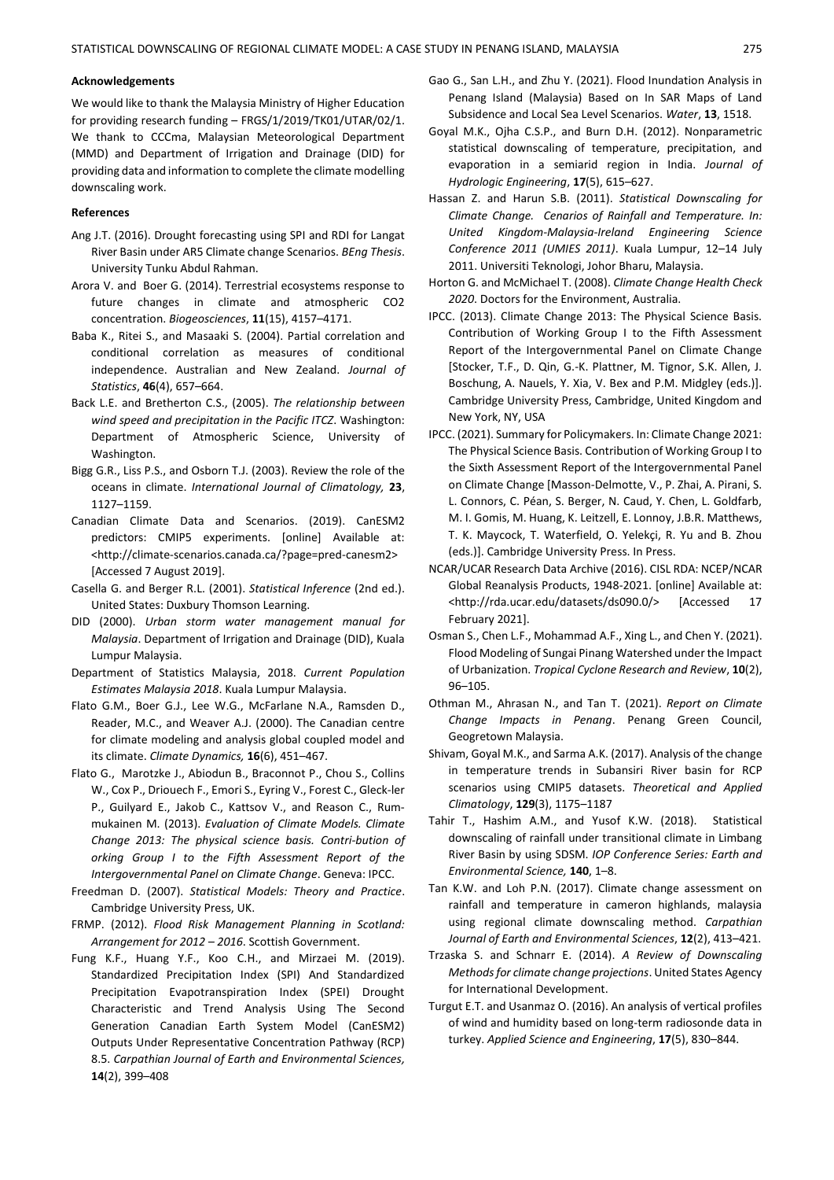**Acknowledgements**

We would like to thank the Malaysia Ministry of Higher Education for providing research funding – FRGS/1/2019/TK01/UTAR/02/1. We thank to CCCma, Malaysian Meteorological Department (MMD) and Department of Irrigation and Drainage (DID) for providing data and information to complete the climate modelling downscaling work.

**References**

Ang J.T. (2016). Drought forecasting using SPI and RDI for Langat River Basin under AR5 Climate change Scenarios. *BEng Thesis*. University Tunku Abdul Rahman.

Arora V. and Boer G. (2014). Terrestrial ecosystems response to future changes in climate and atmospheric CO2 concentration. *Biogeosciences*, **11**(15), 4157–4171.

Baba K., Ritei S., and Masaaki S. (2004). Partial correlation and conditional correlation as measures of conditional independence. Australian and New Zealand. *Journal of Statistics*, **46**(4), 657–664.

Back L.E. and Bretherton C.S., (2005). *The relationship between wind speed and precipitation in the Pacific ITCZ*. Washington: Department of Atmospheric Science, University of Washington.

Bigg G.R., Liss P.S., and Osborn T.J. (2003). Review the role of the oceans in climate. *International Journal of Climatology,* **23**, 1127–1159.

Canadian Climate Data and Scenarios. (2019). CanESM2 predictors: CMIP5 experiments. [online] Available at: <http://climate-scenarios.canada.ca/?page=pred-canesm2> [Accessed 7 August 2019].

Casella G. and Berger R.L. (2001). *Statistical Inference* (2nd ed.). United States: Duxbury Thomson Learning.

DID (2000). *Urban storm water management manual for Malaysia*. Department of Irrigation and Drainage (DID), Kuala Lumpur Malaysia.

Department of Statistics Malaysia, 2018. *Current Population Estimates Malaysia 2018*. Kuala Lumpur Malaysia.

Flato G.M., Boer G.J., Lee W.G., McFarlane N.A., Ramsden D., Reader, M.C., and Weaver A.J. (2000). The Canadian centre for climate modeling and analysis global coupled model and its climate. *Climate Dynamics,* **16**(6), 451–467.

Flato G., Marotzke J., Abiodun B., Braconnot P., Chou S., Collins W., Cox P., Driouech F., Emori S., Eyring V., Forest C., Gleck-ler P., Guilyard E., Jakob C., Kattsov V., and Reason C., Rum-mukainen M. (2013). *Evaluation of Climate Models. Climate Change 2013: The physical science basis. Contri-bution of orking Group I to the Fifth Assessment Report of the Intergovernmental Panel on Climate Change*. Geneva: IPCC.

Freedman D. (2007). *Statistical Models: Theory and Practice*. Cambridge University Press, UK.

FRMP. (2012). *Flood Risk Management Planning in Scotland: Arrangement for 2012 – 2016*. Scottish Government.

Fung K.F., Huang Y.F., Koo C.H., and Mirzaei M. (2019). Standardized Precipitation Index (SPI) And Standardized Precipitation Evapotranspiration Index (SPEI) Drought Characteristic and Trend Analysis Using The Second Generation Canadian Earth System Model (CanESM2) Outputs Under Representative Concentration Pathway (RCP) 8.5. *Carpathian Journal of Earth and Environmental Sciences,* **14**(2), 399–408

Gao G., San L.H., and Zhu Y. (2021). Flood Inundation Analysis in Penang Island (Malaysia) Based on In SAR Maps of Land Subsidence and Local Sea Level Scenarios. *Water*, **13**, 1518.

Goyal M.K., Ojha C.S.P., and Burn D.H. (2012). Nonparametric statistical downscaling of temperature, precipitation, and evaporation in a semiarid region in India. *Journal of Hydrologic Engineering*, **17**(5), 615–627.

Hassan Z. and Harun S.B. (2011). *Statistical Downscaling for Climate Change. Cenarios of Rainfall and Temperature. In: United Kingdom-Malaysia-Ireland Engineering Science Conference 2011 (UMIES 2011)*. Kuala Lumpur, 12–14 July 2011. Universiti Teknologi, Johor Bharu, Malaysia.

Horton G. and McMichael T. (2008). *Climate Change Health Check 2020*. Doctors for the Environment, Australia.

IPCC. (2013). Climate Change 2013: The Physical Science Basis. Contribution of Working Group I to the Fifth Assessment Report of the Intergovernmental Panel on Climate Change [Stocker, T.F., D. Qin, G.-K. Plattner, M. Tignor, S.K. Allen, J. Boschung, A. Nauels, Y. Xia, V. Bex and P.M. Midgley (eds.)]. Cambridge University Press, Cambridge, United Kingdom and New York, NY, USA

IPCC. (2021). Summary for Policymakers. In: Climate Change 2021: The Physical Science Basis. Contribution of Working Group I to the Sixth Assessment Report of the Intergovernmental Panel on Climate Change [Masson-Delmotte, V., P. Zhai, A. Pirani, S. L. Connors, C. Péan, S. Berger, N. Caud, Y. Chen, L. Goldfarb, M. I. Gomis, M. Huang, K. Leitzell, E. Lonnoy, J.B.R. Matthews, T. K. Maycock, T. Waterfield, O. Yelekçi, R. Yu and B. Zhou (eds.)]. Cambridge University Press. In Press.

NCAR/UCAR Research Data Archive (2016). CISL RDA: NCEP/NCAR Global Reanalysis Products, 1948-2021. [online] Available at: <http://rda.ucar.edu/datasets/ds090.0/> [Accessed 17 February 2021].

Osman S., Chen L.F., Mohammad A.F., Xing L., and Chen Y. (2021). Flood Modeling of Sungai Pinang Watershed under the Impact of Urbanization. *Tropical Cyclone Research and Review*, **10**(2), 96–105.

Othman M., Ahrasan N., and Tan T. (2021). *Report on Climate Change Impacts in Penang*. Penang Green Council, Geogretown Malaysia.

Shivam, Goyal M.K., and Sarma A.K. (2017). Analysis of the change in temperature trends in Subansiri River basin for RCP scenarios using CMIP5 datasets. *Theoretical and Applied Climatology*, **129**(3), 1175–1187

Tahir T., Hashim A.M., and Yusof K.W. (2018). Statistical downscaling of rainfall under transitional climate in Limbang River Basin by using SDSM. *IOP Conference Series: Earth and Environmental Science,* **140**, 1–8.

Tan K.W. and Loh P.N. (2017). Climate change assessment on rainfall and temperature in cameron highlands, malaysia using regional climate downscaling method. *Carpathian Journal of Earth and Environmental Sciences*, **12**(2), 413–421.

Trzaska S. and Schnarr E. (2014). *A Review of Downscaling Methods for climate change projections*. United States Agency for International Development.

Turgut E.T. and Usanmaz O. (2016). An analysis of vertical profiles of wind and humidity based on long-term radiosonde data in turkey. *Applied Science and Engineering*, **17**(5), 830–844.